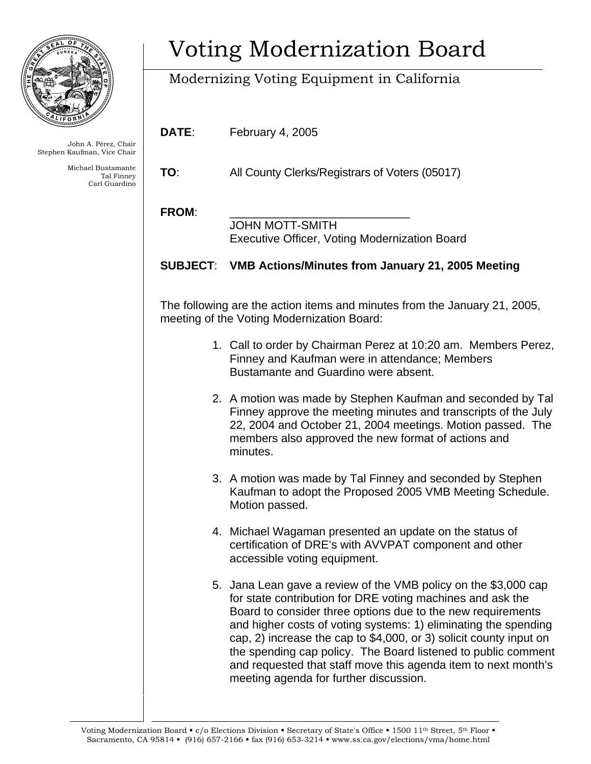# Voting Modernization Board

Modernizing Voting Equipment in California

John A. Pérez, Chair
Stephen Kaufman, Vice Chair

Michael Bustamante
Tal Finney
Carl Guardino

**DATE**: February 4, 2005

**TO**: All County Clerks/Registrars of Voters (05017)

**FROM**: ____________________________
JOHN MOTT-SMITH
Executive Officer, Voting Modernization Board

**SUBJECT**: **VMB Actions/Minutes from January 21, 2005 Meeting**

The following are the action items and minutes from the January 21, 2005, meeting of the Voting Modernization Board:

1. Call to order by Chairman Perez at 10:20 am. Members Perez, Finney and Kaufman were in attendance; Members Bustamante and Guardino were absent.

2. A motion was made by Stephen Kaufman and seconded by Tal Finney approve the meeting minutes and transcripts of the July 22, 2004 and October 21, 2004 meetings. Motion passed. The members also approved the new format of actions and minutes.

3. A motion was made by Tal Finney and seconded by Stephen Kaufman to adopt the Proposed 2005 VMB Meeting Schedule. Motion passed.

4. Michael Wagaman presented an update on the status of certification of DRE's with AVVPAT component and other accessible voting equipment.

5. Jana Lean gave a review of the VMB policy on the $3,000 cap for state contribution for DRE voting machines and ask the Board to consider three options due to the new requirements and higher costs of voting systems: 1) eliminating the spending cap, 2) increase the cap to $4,000, or 3) solicit county input on the spending cap policy. The Board listened to public comment and requested that staff move this agenda item to next month's meeting agenda for further discussion.

Voting Modernization Board ▪ c/o Elections Division ▪ Secretary of State's Office ▪ 1500 11th Street, 5th Floor ▪ Sacramento, CA 95814 ▪ (916) 657-2166 ▪ fax (916) 653-3214 ▪ www.ss.ca.gov/elections/vma/home.html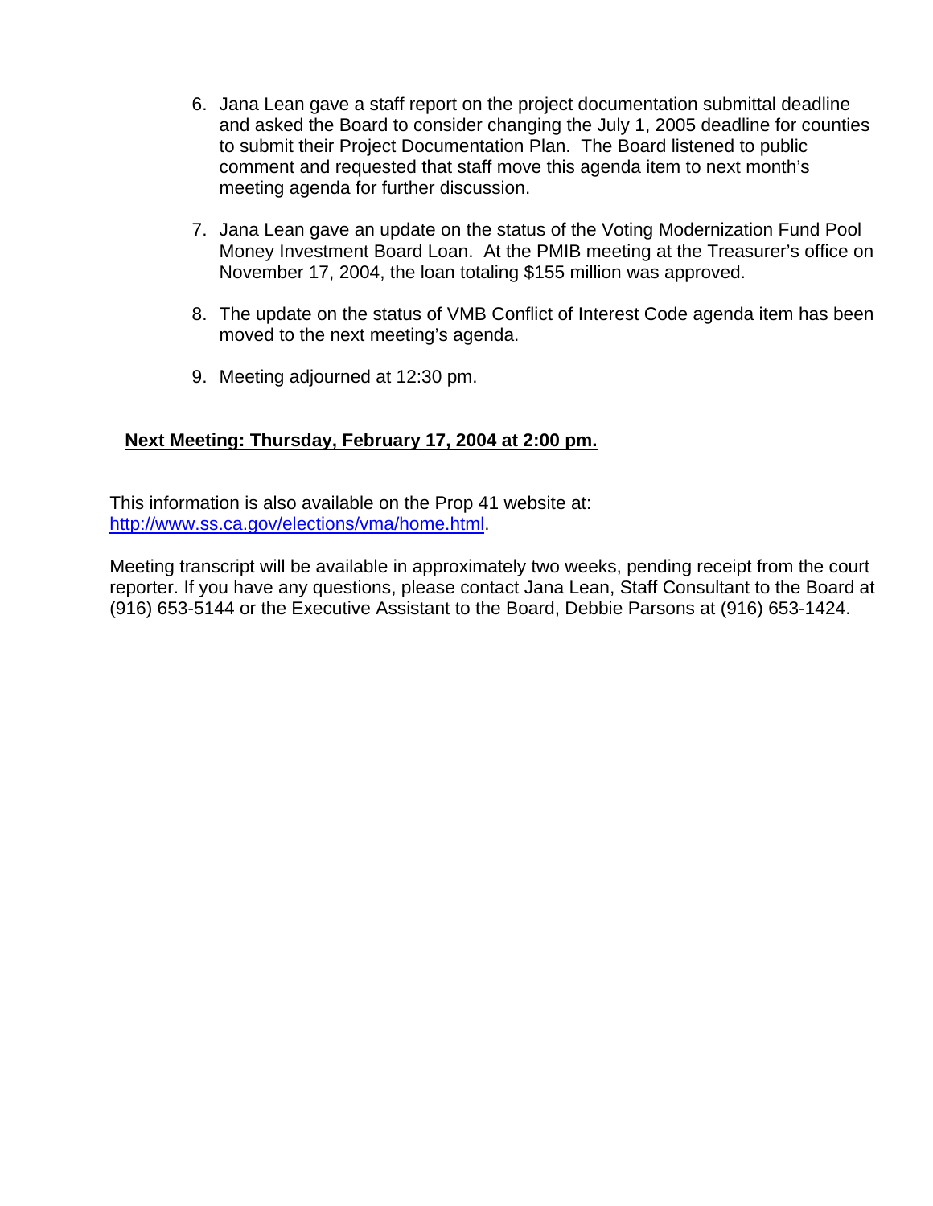6. Jana Lean gave a staff report on the project documentation submittal deadline and asked the Board to consider changing the July 1, 2005 deadline for counties to submit their Project Documentation Plan. The Board listened to public comment and requested that staff move this agenda item to next month's meeting agenda for further discussion.

7. Jana Lean gave an update on the status of the Voting Modernization Fund Pool Money Investment Board Loan. At the PMIB meeting at the Treasurer's office on November 17, 2004, the loan totaling $155 million was approved.

8. The update on the status of VMB Conflict of Interest Code agenda item has been moved to the next meeting's agenda.

9. Meeting adjourned at 12:30 pm.

**Next Meeting: Thursday, February 17, 2004 at 2:00 pm.**

This information is also available on the Prop 41 website at: http://www.ss.ca.gov/elections/vma/home.html.

Meeting transcript will be available in approximately two weeks, pending receipt from the court reporter. If you have any questions, please contact Jana Lean, Staff Consultant to the Board at (916) 653-5144 or the Executive Assistant to the Board, Debbie Parsons at (916) 653-1424.